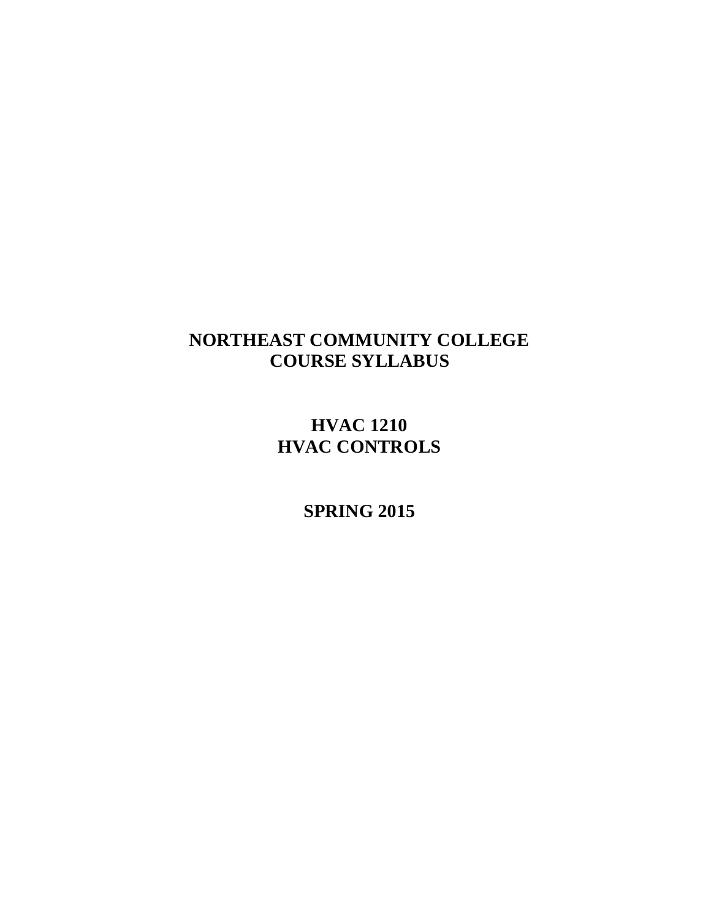# NORTHEAST COMMUNITY COLLEGE
# COURSE SYLLABUS

## HVAC 1210
## HVAC CONTROLS

## SPRING 2015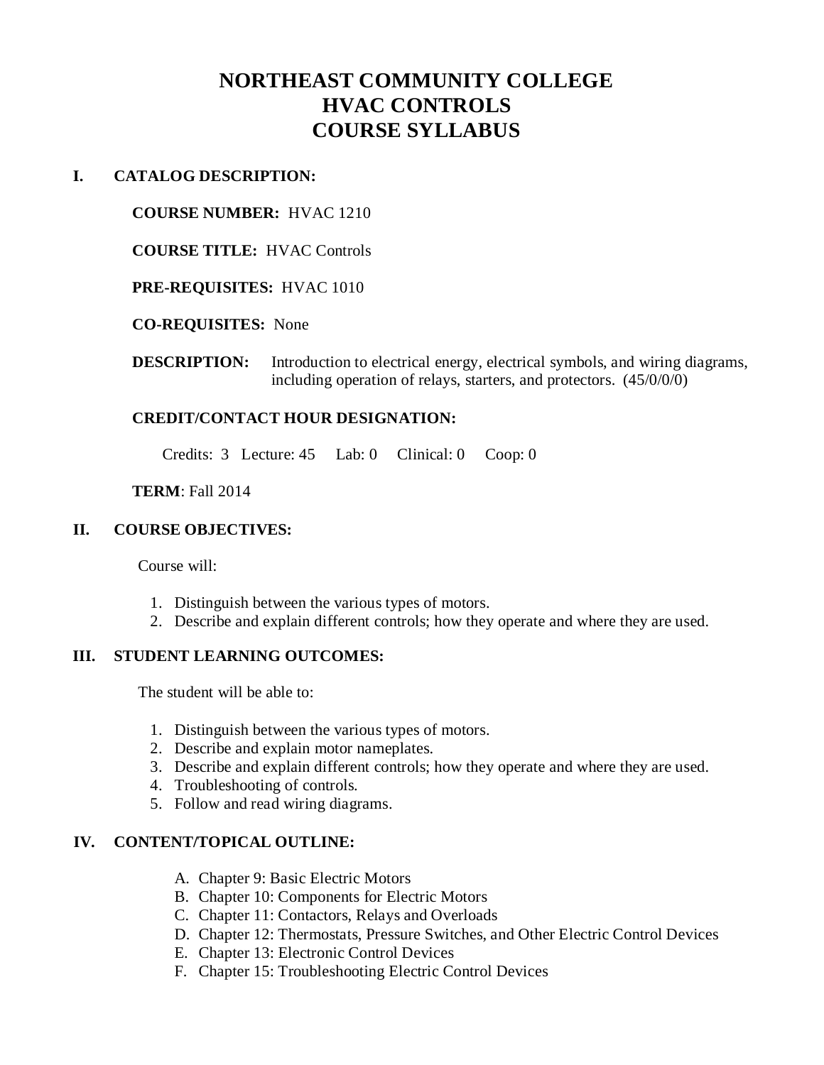# NORTHEAST COMMUNITY COLLEGE
# HVAC CONTROLS
# COURSE SYLLABUS

## I. CATALOG DESCRIPTION:

**COURSE NUMBER:** HVAC 1210

**COURSE TITLE:** HVAC Controls

**PRE-REQUISITES:** HVAC 1010

**CO-REQUISITES:** None

**DESCRIPTION:** Introduction to electrical energy, electrical symbols, and wiring diagrams, including operation of relays, starters, and protectors. (45/0/0/0)

**CREDIT/CONTACT HOUR DESIGNATION:**

Credits: 3 Lecture: 45 Lab: 0 Clinical: 0 Coop: 0

**TERM**: Fall 2014

## II. COURSE OBJECTIVES:

Course will:

1. Distinguish between the various types of motors.
2. Describe and explain different controls; how they operate and where they are used.

## III. STUDENT LEARNING OUTCOMES:

The student will be able to:

1. Distinguish between the various types of motors.
2. Describe and explain motor nameplates.
3. Describe and explain different controls; how they operate and where they are used.
4. Troubleshooting of controls.
5. Follow and read wiring diagrams.

## IV. CONTENT/TOPICAL OUTLINE:

A. Chapter 9: Basic Electric Motors
B. Chapter 10: Components for Electric Motors
C. Chapter 11: Contactors, Relays and Overloads
D. Chapter 12: Thermostats, Pressure Switches, and Other Electric Control Devices
E. Chapter 13: Electronic Control Devices
F. Chapter 15: Troubleshooting Electric Control Devices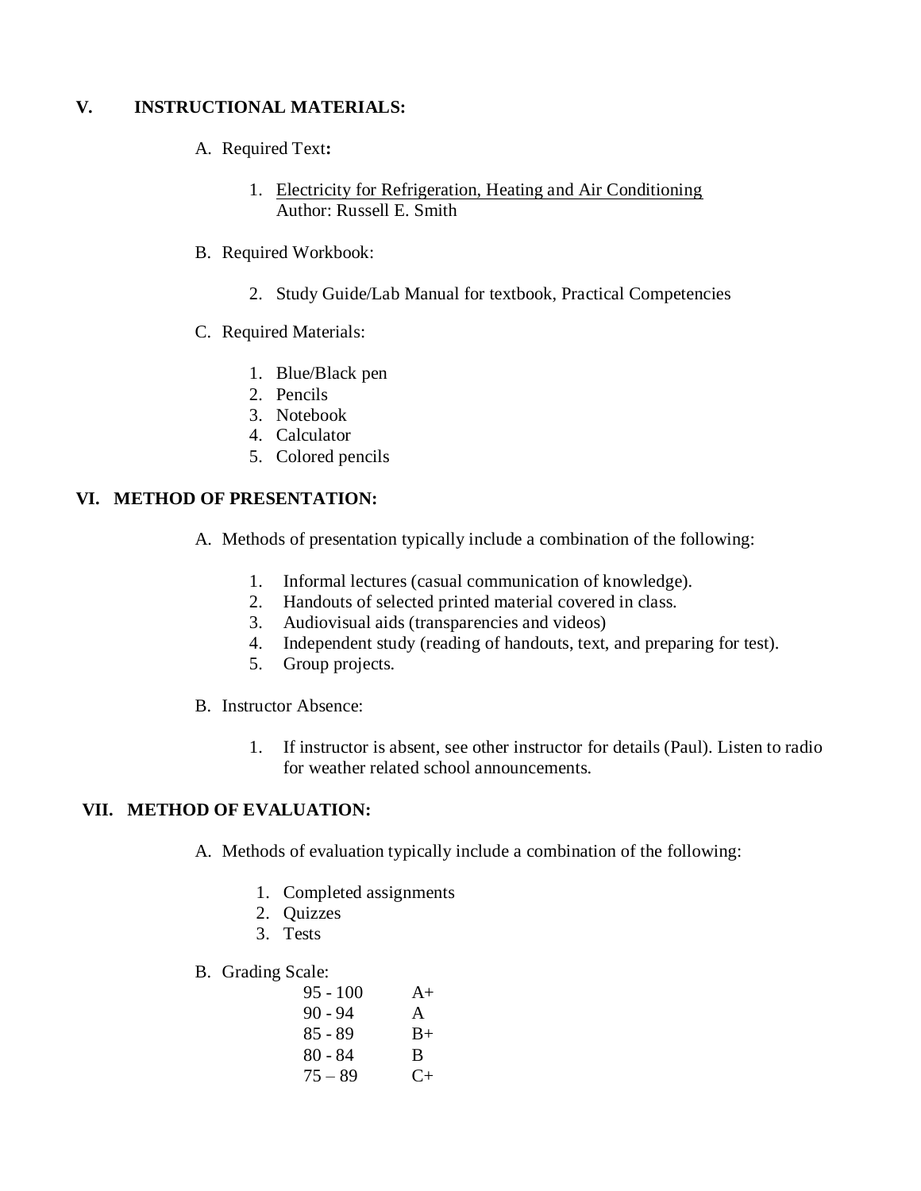## V. INSTRUCTIONAL MATERIALS:

A. Required Text**:**

1. Electricity for Refrigeration, Heating and Air Conditioning
   Author: Russell E. Smith

B. Required Workbook:

2. Study Guide/Lab Manual for textbook, Practical Competencies

C. Required Materials:

1. Blue/Black pen
2. Pencils
3. Notebook
4. Calculator
5. Colored pencils

## VI. METHOD OF PRESENTATION:

A. Methods of presentation typically include a combination of the following:

1. Informal lectures (casual communication of knowledge).
2. Handouts of selected printed material covered in class.
3. Audiovisual aids (transparencies and videos)
4. Independent study (reading of handouts, text, and preparing for test).
5. Group projects.

B. Instructor Absence:

1. If instructor is absent, see other instructor for details (Paul). Listen to radio for weather related school announcements.

## VII. METHOD OF EVALUATION:

A. Methods of evaluation typically include a combination of the following:

1. Completed assignments
2. Quizzes
3. Tests

B. Grading Scale:

| | |
|---|---|
| 95 - 100 | A+ |
| 90 - 94 | A |
| 85 - 89 | B+ |
| 80 - 84 | B |
| 75 – 89 | C+ |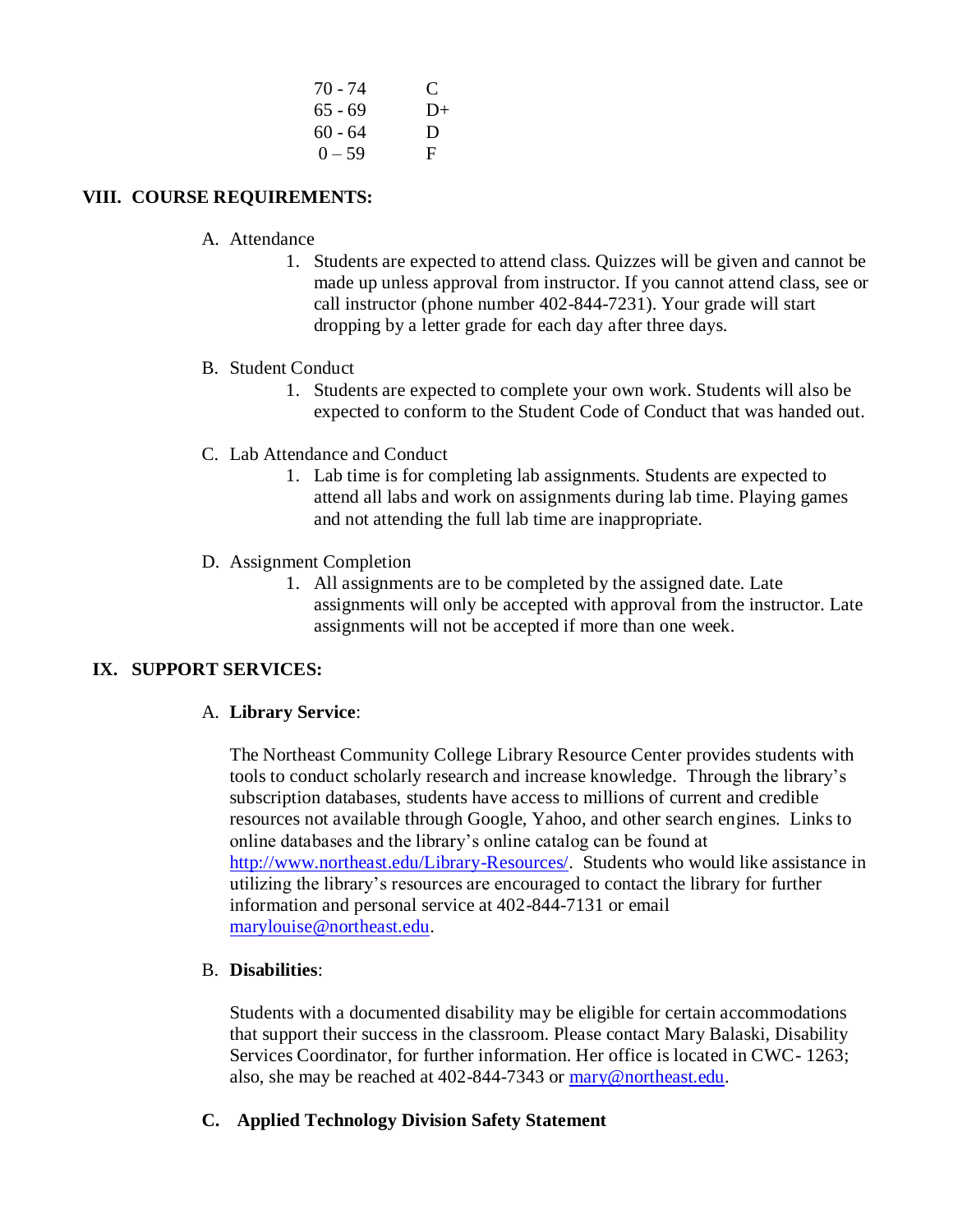| | |
|---|---|
| 70 - 74 | C |
| 65 - 69 | D+ |
| 60 - 64 | D |
| 0 – 59 | F |

## VIII. COURSE REQUIREMENTS:

A. Attendance

1. Students are expected to attend class. Quizzes will be given and cannot be made up unless approval from instructor. If you cannot attend class, see or call instructor (phone number 402-844-7231). Your grade will start dropping by a letter grade for each day after three days.

B. Student Conduct

1. Students are expected to complete your own work. Students will also be expected to conform to the Student Code of Conduct that was handed out.

C. Lab Attendance and Conduct

1. Lab time is for completing lab assignments. Students are expected to attend all labs and work on assignments during lab time. Playing games and not attending the full lab time are inappropriate.

D. Assignment Completion

1. All assignments are to be completed by the assigned date. Late assignments will only be accepted with approval from the instructor. Late assignments will not be accepted if more than one week.

## IX. SUPPORT SERVICES:

A. **Library Service**:

The Northeast Community College Library Resource Center provides students with tools to conduct scholarly research and increase knowledge. Through the library's subscription databases, students have access to millions of current and credible resources not available through Google, Yahoo, and other search engines. Links to online databases and the library's online catalog can be found at http://www.northeast.edu/Library-Resources/. Students who would like assistance in utilizing the library's resources are encouraged to contact the library for further information and personal service at 402-844-7131 or email marylouise@northeast.edu.

B. **Disabilities**:

Students with a documented disability may be eligible for certain accommodations that support their success in the classroom. Please contact Mary Balaski, Disability Services Coordinator, for further information. Her office is located in CWC- 1263; also, she may be reached at 402-844-7343 or mary@northeast.edu.

**C. Applied Technology Division Safety Statement**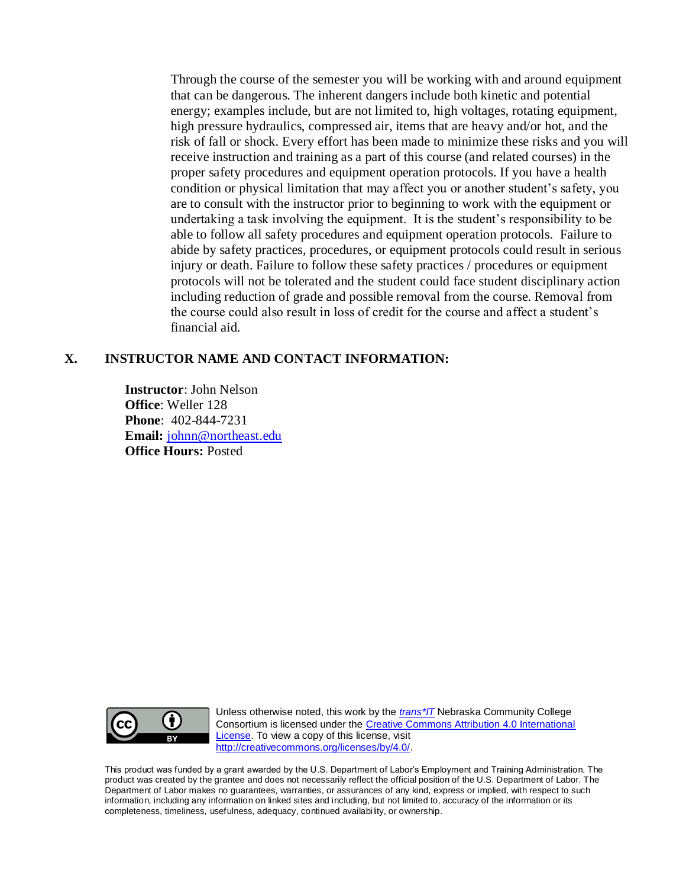Through the course of the semester you will be working with and around equipment that can be dangerous. The inherent dangers include both kinetic and potential energy; examples include, but are not limited to, high voltages, rotating equipment, high pressure hydraulics, compressed air, items that are heavy and/or hot, and the risk of fall or shock. Every effort has been made to minimize these risks and you will receive instruction and training as a part of this course (and related courses) in the proper safety procedures and equipment operation protocols. If you have a health condition or physical limitation that may affect you or another student's safety, you are to consult with the instructor prior to beginning to work with the equipment or undertaking a task involving the equipment. It is the student's responsibility to be able to follow all safety procedures and equipment operation protocols. Failure to abide by safety practices, procedures, or equipment protocols could result in serious injury or death. Failure to follow these safety practices / procedures or equipment protocols will not be tolerated and the student could face student disciplinary action including reduction of grade and possible removal from the course. Removal from the course could also result in loss of credit for the course and affect a student's financial aid.

## X. INSTRUCTOR NAME AND CONTACT INFORMATION:

**Instructor**: John Nelson
**Office**: Weller 128
**Phone**: 402-844-7231
**Email:** [johnn@northeast.edu](mailto:johnn@northeast.edu)
**Office Hours:** Posted

Unless otherwise noted, this work by the *trans\*IT* Nebraska Community College Consortium is licensed under the [Creative Commons Attribution 4.0 International License](http://creativecommons.org/licenses/by/4.0/). To view a copy of this license, visit http://creativecommons.org/licenses/by/4.0/.

This product was funded by a grant awarded by the U.S. Department of Labor's Employment and Training Administration. The product was created by the grantee and does not necessarily reflect the official position of the U.S. Department of Labor. The Department of Labor makes no guarantees, warranties, or assurances of any kind, express or implied, with respect to such information, including any information on linked sites and including, but not limited to, accuracy of the information or its completeness, timeliness, usefulness, adequacy, continued availability, or ownership.